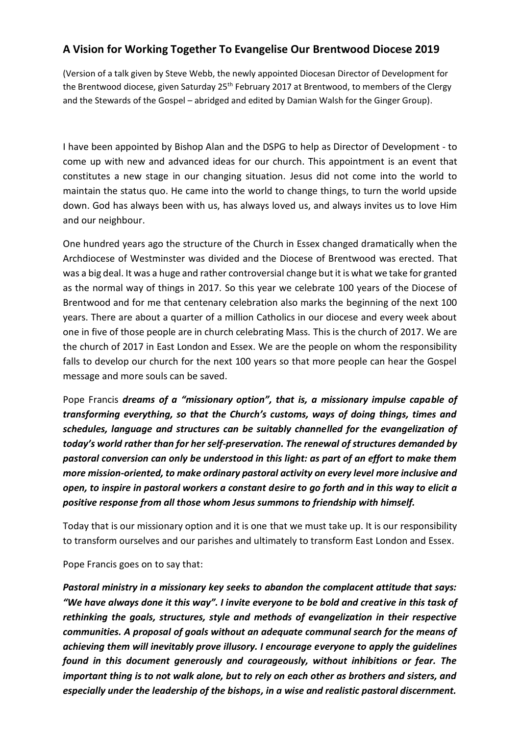## A Vision for Working Together To Evangelise Our Brentwood Diocese 2019

(Version of a talk given by Steve Webb, the newly appointed Diocesan Director of Development for the Brentwood diocese, given Saturday 25th February 2017 at Brentwood, to members of the Clergy and the Stewards of the Gospel – abridged and edited by Damian Walsh for the Ginger Group).

I have been appointed by Bishop Alan and the DSPG to help as Director of Development - to come up with new and advanced ideas for our church. This appointment is an event that constitutes a new stage in our changing situation. Jesus did not come into the world to maintain the status quo. He came into the world to change things, to turn the world upside down. God has always been with us, has always loved us, and always invites us to love Him and our neighbour.

One hundred years ago the structure of the Church in Essex changed dramatically when the Archdiocese of Westminster was divided and the Diocese of Brentwood was erected. That was a big deal. It was a huge and rather controversial change but it is what we take for granted as the normal way of things in 2017. So this year we celebrate 100 years of the Diocese of Brentwood and for me that centenary celebration also marks the beginning of the next 100 years. There are about a quarter of a million Catholics in our diocese and every week about one in five of those people are in church celebrating Mass. This is the church of 2017. We are the church of 2017 in East London and Essex. We are the people on whom the responsibility falls to develop our church for the next 100 years so that more people can hear the Gospel message and more souls can be saved.

Pope Francis ***dreams of a "missionary option", that is, a missionary impulse capable of transforming everything, so that the Church's customs, ways of doing things, times and schedules, language and structures can be suitably channelled for the evangelization of today's world rather than for her self-preservation. The renewal of structures demanded by pastoral conversion can only be understood in this light: as part of an effort to make them more mission-oriented, to make ordinary pastoral activity on every level more inclusive and open, to inspire in pastoral workers a constant desire to go forth and in this way to elicit a positive response from all those whom Jesus summons to friendship with himself.***

Today that is our missionary option and it is one that we must take up. It is our responsibility to transform ourselves and our parishes and ultimately to transform East London and Essex.

Pope Francis goes on to say that:

***Pastoral ministry in a missionary key seeks to abandon the complacent attitude that says: "We have always done it this way". I invite everyone to be bold and creative in this task of rethinking the goals, structures, style and methods of evangelization in their respective communities. A proposal of goals without an adequate communal search for the means of achieving them will inevitably prove illusory. I encourage everyone to apply the guidelines found in this document generously and courageously, without inhibitions or fear. The important thing is to not walk alone, but to rely on each other as brothers and sisters, and especially under the leadership of the bishops, in a wise and realistic pastoral discernment.***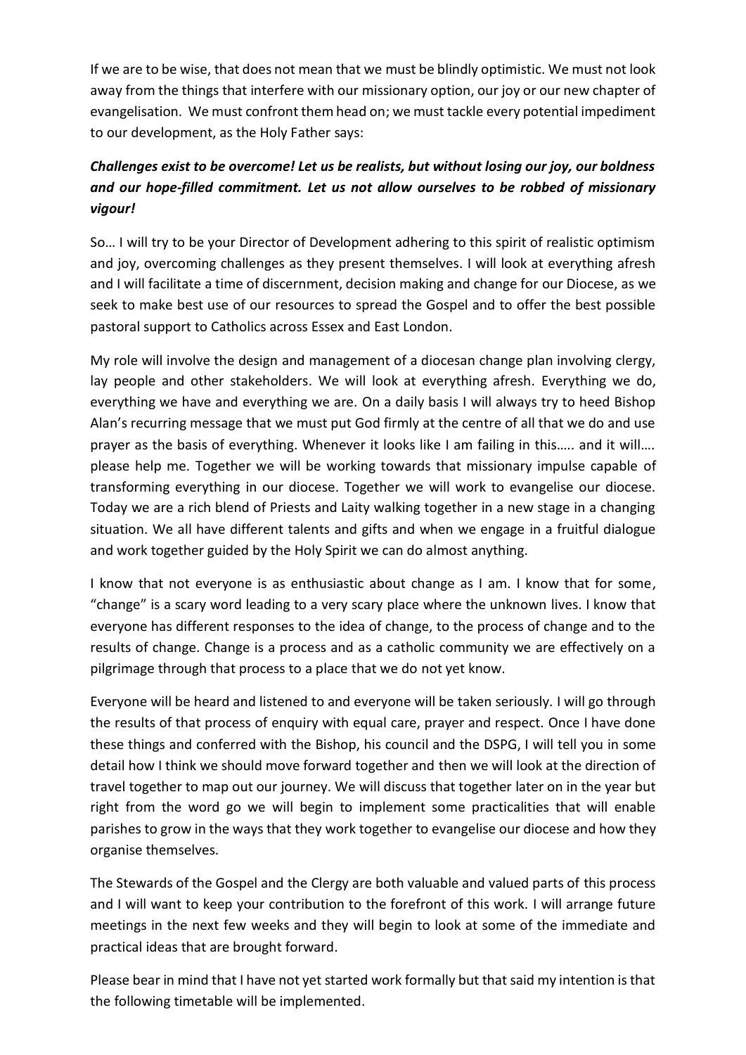If we are to be wise, that does not mean that we must be blindly optimistic. We must not look away from the things that interfere with our missionary option, our joy or our new chapter of evangelisation. We must confront them head on; we must tackle every potential impediment to our development, as the Holy Father says:

***Challenges exist to be overcome! Let us be realists, but without losing our joy, our boldness and our hope-filled commitment. Let us not allow ourselves to be robbed of missionary vigour!***

So… I will try to be your Director of Development adhering to this spirit of realistic optimism and joy, overcoming challenges as they present themselves. I will look at everything afresh and I will facilitate a time of discernment, decision making and change for our Diocese, as we seek to make best use of our resources to spread the Gospel and to offer the best possible pastoral support to Catholics across Essex and East London.

My role will involve the design and management of a diocesan change plan involving clergy, lay people and other stakeholders. We will look at everything afresh. Everything we do, everything we have and everything we are. On a daily basis I will always try to heed Bishop Alan's recurring message that we must put God firmly at the centre of all that we do and use prayer as the basis of everything. Whenever it looks like I am failing in this….. and it will…. please help me. Together we will be working towards that missionary impulse capable of transforming everything in our diocese. Together we will work to evangelise our diocese. Today we are a rich blend of Priests and Laity walking together in a new stage in a changing situation. We all have different talents and gifts and when we engage in a fruitful dialogue and work together guided by the Holy Spirit we can do almost anything.

I know that not everyone is as enthusiastic about change as I am. I know that for some, "change" is a scary word leading to a very scary place where the unknown lives. I know that everyone has different responses to the idea of change, to the process of change and to the results of change. Change is a process and as a catholic community we are effectively on a pilgrimage through that process to a place that we do not yet know.

Everyone will be heard and listened to and everyone will be taken seriously. I will go through the results of that process of enquiry with equal care, prayer and respect. Once I have done these things and conferred with the Bishop, his council and the DSPG, I will tell you in some detail how I think we should move forward together and then we will look at the direction of travel together to map out our journey. We will discuss that together later on in the year but right from the word go we will begin to implement some practicalities that will enable parishes to grow in the ways that they work together to evangelise our diocese and how they organise themselves.

The Stewards of the Gospel and the Clergy are both valuable and valued parts of this process and I will want to keep your contribution to the forefront of this work. I will arrange future meetings in the next few weeks and they will begin to look at some of the immediate and practical ideas that are brought forward.

Please bear in mind that I have not yet started work formally but that said my intention is that the following timetable will be implemented.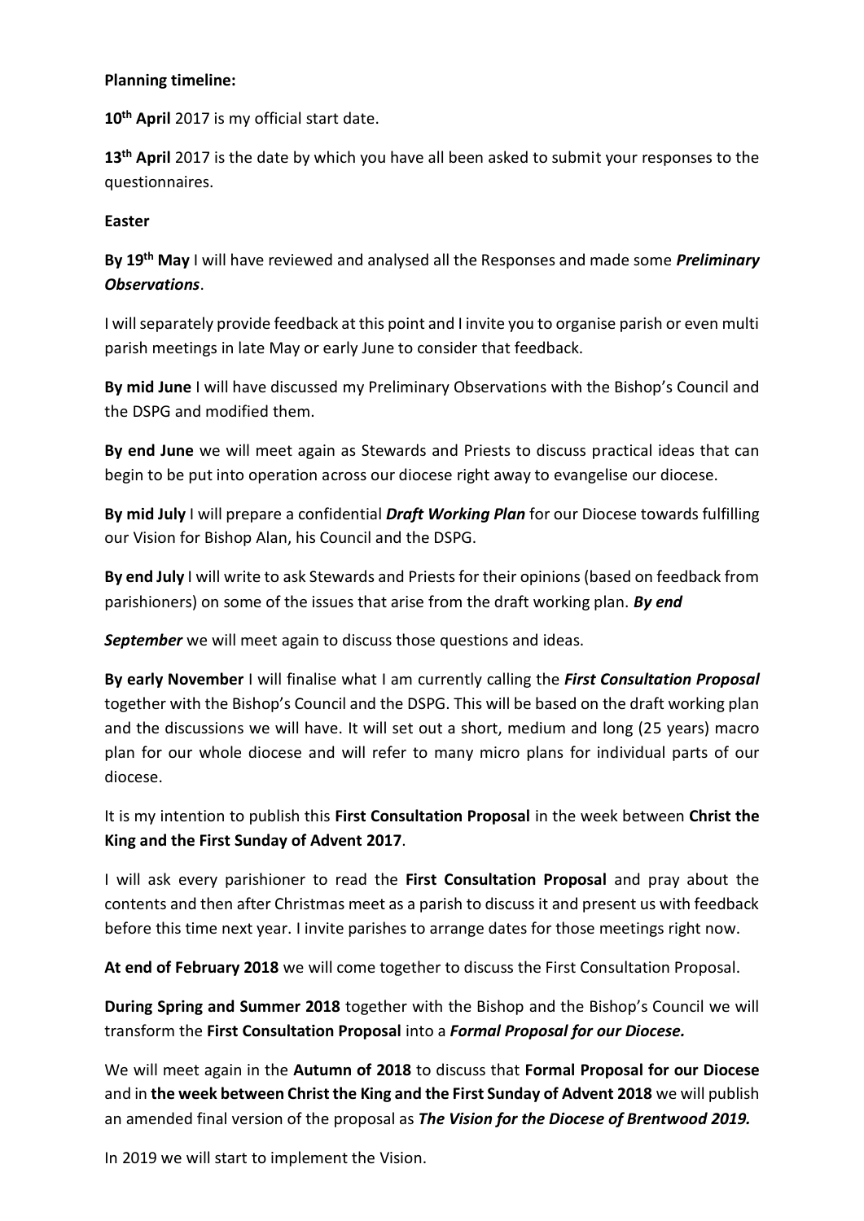**Planning timeline:**

**10th April** 2017 is my official start date.

**13th April** 2017 is the date by which you have all been asked to submit your responses to the questionnaires.

**Easter**

**By 19th May** I will have reviewed and analysed all the Responses and made some ***Preliminary Observations***.

I will separately provide feedback at this point and I invite you to organise parish or even multi parish meetings in late May or early June to consider that feedback.

**By mid June** I will have discussed my Preliminary Observations with the Bishop's Council and the DSPG and modified them.

**By end June** we will meet again as Stewards and Priests to discuss practical ideas that can begin to be put into operation across our diocese right away to evangelise our diocese.

**By mid July** I will prepare a confidential ***Draft Working Plan*** for our Diocese towards fulfilling our Vision for Bishop Alan, his Council and the DSPG.

**By end July** I will write to ask Stewards and Priests for their opinions (based on feedback from parishioners) on some of the issues that arise from the draft working plan. ***By end September*** we will meet again to discuss those questions and ideas.

**By early November** I will finalise what I am currently calling the ***First Consultation Proposal*** together with the Bishop's Council and the DSPG. This will be based on the draft working plan and the discussions we will have. It will set out a short, medium and long (25 years) macro plan for our whole diocese and will refer to many micro plans for individual parts of our diocese.

It is my intention to publish this **First Consultation Proposal** in the week between **Christ the King and the First Sunday of Advent 2017**.

I will ask every parishioner to read the **First Consultation Proposal** and pray about the contents and then after Christmas meet as a parish to discuss it and present us with feedback before this time next year. I invite parishes to arrange dates for those meetings right now.

**At end of February 2018** we will come together to discuss the First Consultation Proposal.

**During Spring and Summer 2018** together with the Bishop and the Bishop's Council we will transform the **First Consultation Proposal** into a ***Formal Proposal for our Diocese.***

We will meet again in the **Autumn of 2018** to discuss that **Formal Proposal for our Diocese** and in **the week between Christ the King and the First Sunday of Advent 2018** we will publish an amended final version of the proposal as ***The Vision for the Diocese of Brentwood 2019.***

In 2019 we will start to implement the Vision.